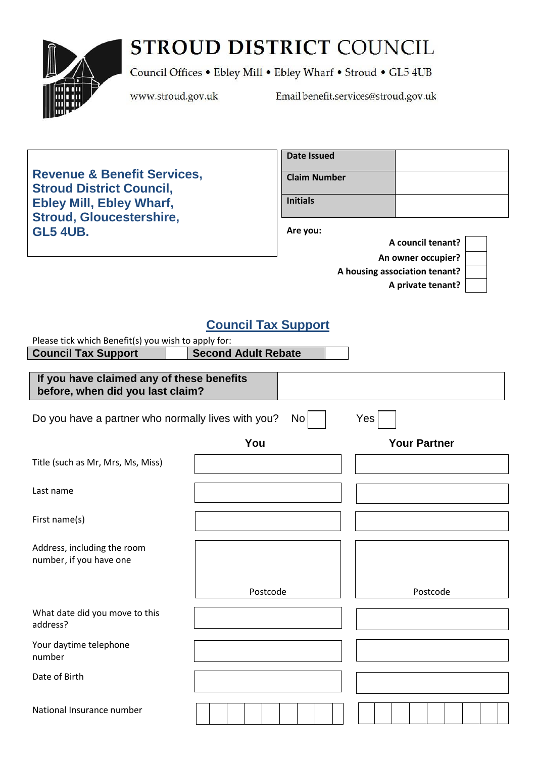# STROUD DISTRICT COUNCIL

Council Offices • Ebley Mill • Ebley Wharf • Stroud • GL5 4UB

www.stroud.gov.uk Email benefit.services@stroud.gov.uk

**Revenue & Benefit Services,
Stroud District Council,
Ebley Mill, Ebley Wharf,
Stroud, Gloucestershire,
GL5 4UB.**

| | |
|---|---|
| **Date Issued** | |
| **Claim Number** | |
| **Initials** | |

**Are you:**

| | |
|---|---|
| **A council tenant?** | |
| **An owner occupier?** | |
| **A housing association tenant?** | |
| **A private tenant?** | |

## Council Tax Support

Please tick which Benefit(s) you wish to apply for:

| **Council Tax Support** | | **Second Adult Rebate** | |
|---|---|---|---|

| **If you have claimed any of these benefits before, when did you last claim?** | |
|---|---|

Do you have a partner who normally lives with you? No ☐ Yes ☐

| | **You** | **Your Partner** |
|---|---|---|
| Title (such as Mr, Mrs, Ms, Miss) | | |
| Last name | | |
| First name(s) | | |
| Address, including the room number, if you have one | Postcode | Postcode |
| What date did you move to this address? | | |
| Your daytime telephone number | | |
| Date of Birth | | |
| National Insurance number | | |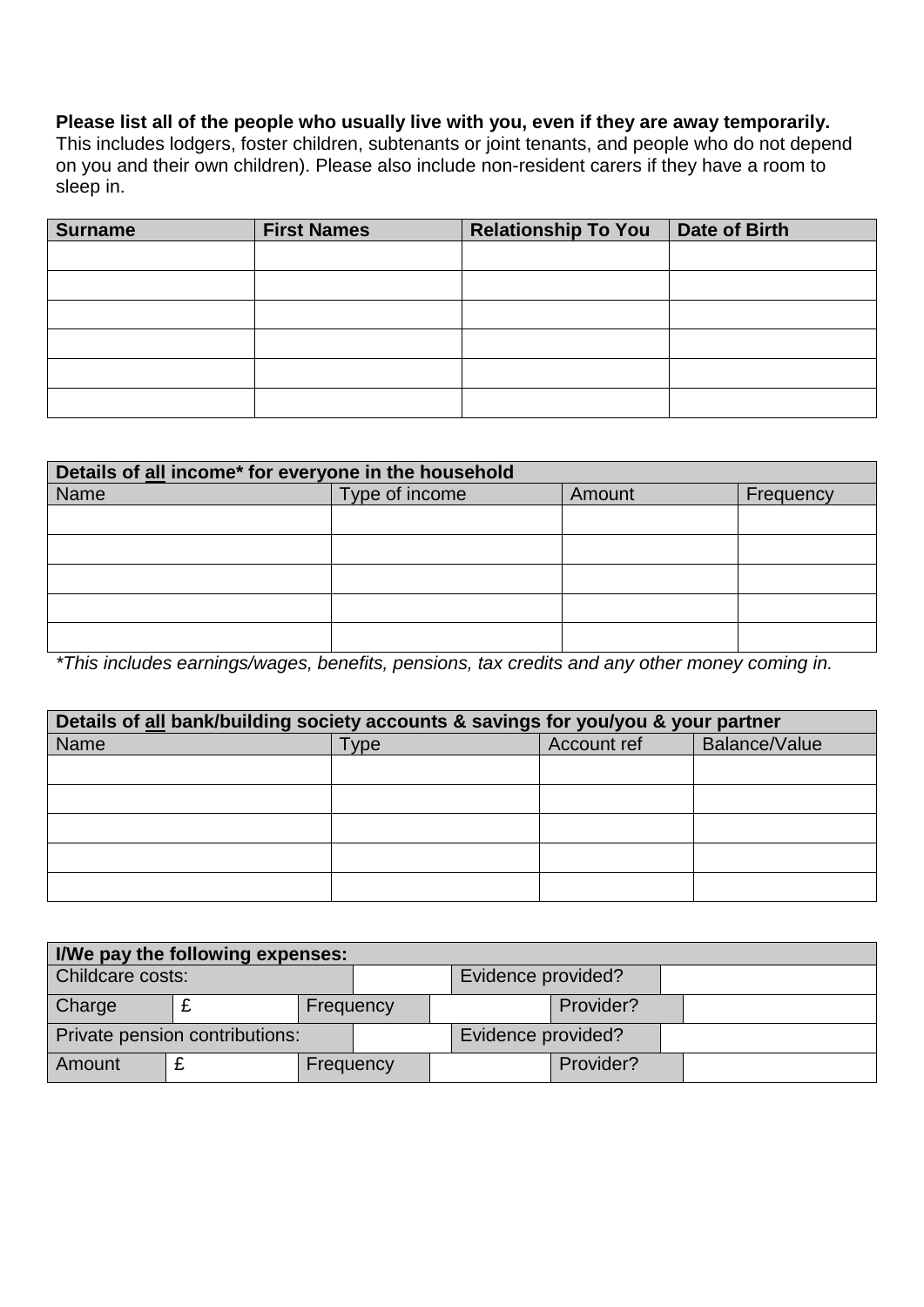**Please list all of the people who usually live with you, even if they are away temporarily.** This includes lodgers, foster children, subtenants or joint tenants, and people who do not depend on you and their own children). Please also include non-resident carers if they have a room to sleep in.

| Surname | First Names | Relationship To You | Date of Birth |
|---|---|---|---|
| | | | |
| | | | |
| | | | |
| | | | |
| | | | |
| | | | |

| **Details of <u>all</u> income* for everyone in the household** | | | |
|---|---|---|---|
| Name | Type of income | Amount | Frequency |
| | | | |
| | | | |
| | | | |
| | | | |
| | | | |

*\*This includes earnings/wages, benefits, pensions, tax credits and any other money coming in.*

| **Details of <u>all</u> bank/building society accounts & savings for you/you & your partner** | | | |
|---|---|---|---|
| Name | Type | Account ref | Balance/Value |
| | | | |
| | | | |
| | | | |
| | | | |
| | | | |

| **I/We pay the following expenses:** | | | | | | | |
|---|---|---|---|---|---|---|---|
| Childcare costs: | | | | Evidence provided? | | | |
| Charge | £ | Frequency | | | Provider? | | |
| Private pension contributions: | | | | Evidence provided? | | | |
| Amount | £ | Frequency | | | Provider? | | |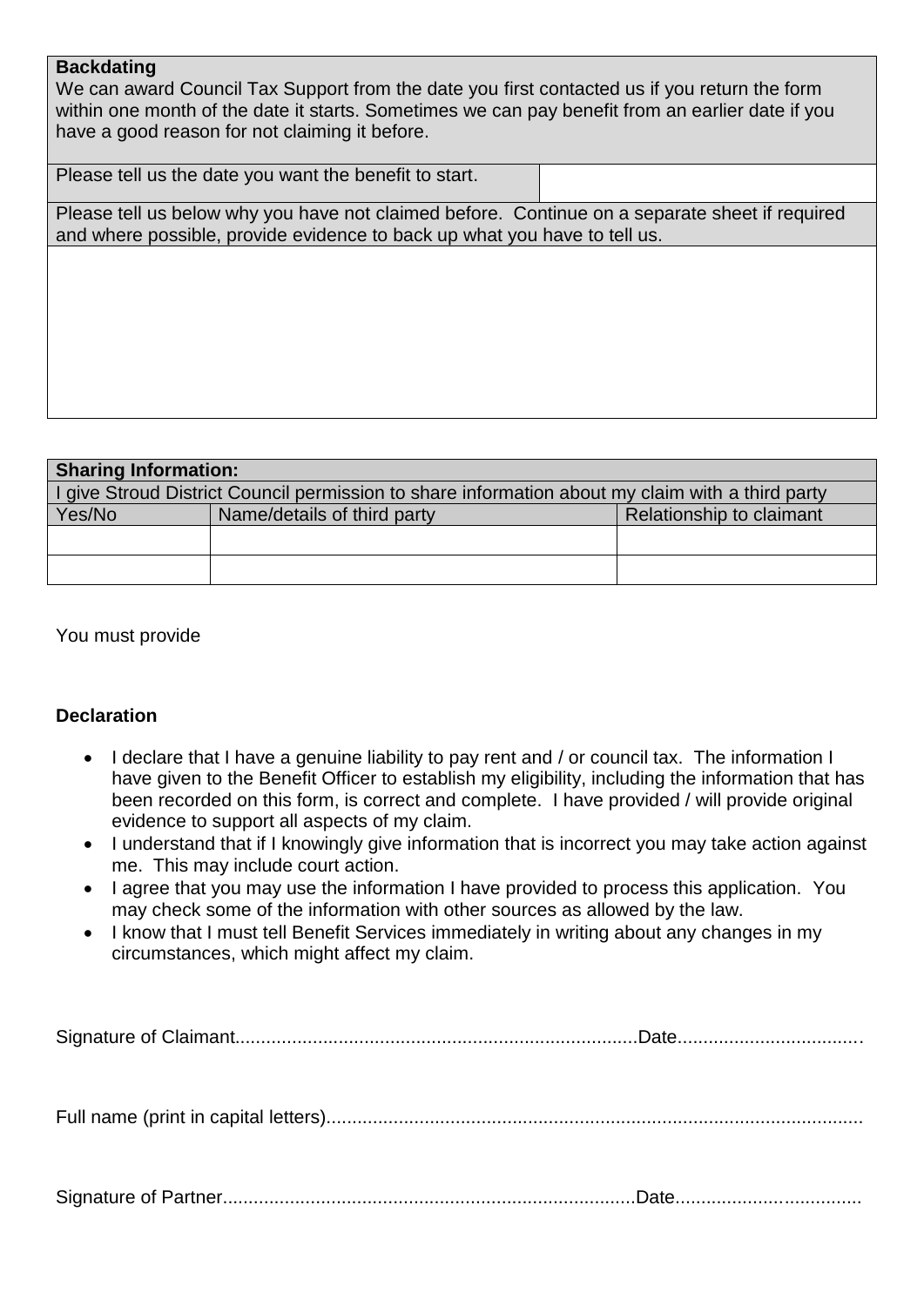**Backdating**

We can award Council Tax Support from the date you first contacted us if you return the form within one month of the date it starts. Sometimes we can pay benefit from an earlier date if you have a good reason for not claiming it before.

| Please tell us the date you want the benefit to start. | |
|---|---|

Please tell us below why you have not claimed before. Continue on a separate sheet if required and where possible, provide evidence to back up what you have to tell us.

| |
|---|
| |

| **Sharing Information:** | | |
|---|---|---|
| I give Stroud District Council permission to share information about my claim with a third party | | |
| Yes/No | Name/details of third party | Relationship to claimant |
| | | |
| | | |

You must provide

**Declaration**

- I declare that I have a genuine liability to pay rent and / or council tax. The information I have given to the Benefit Officer to establish my eligibility, including the information that has been recorded on this form, is correct and complete. I have provided / will provide original evidence to support all aspects of my claim.
- I understand that if I knowingly give information that is incorrect you may take action against me. This may include court action.
- I agree that you may use the information I have provided to process this application. You may check some of the information with other sources as allowed by the law.
- I know that I must tell Benefit Services immediately in writing about any changes in my circumstances, which might affect my claim.

Signature of Claimant.............................................................................Date....................................

Full name (print in capital letters)........................................................................................................

Signature of Partner...............................................................................Date....................................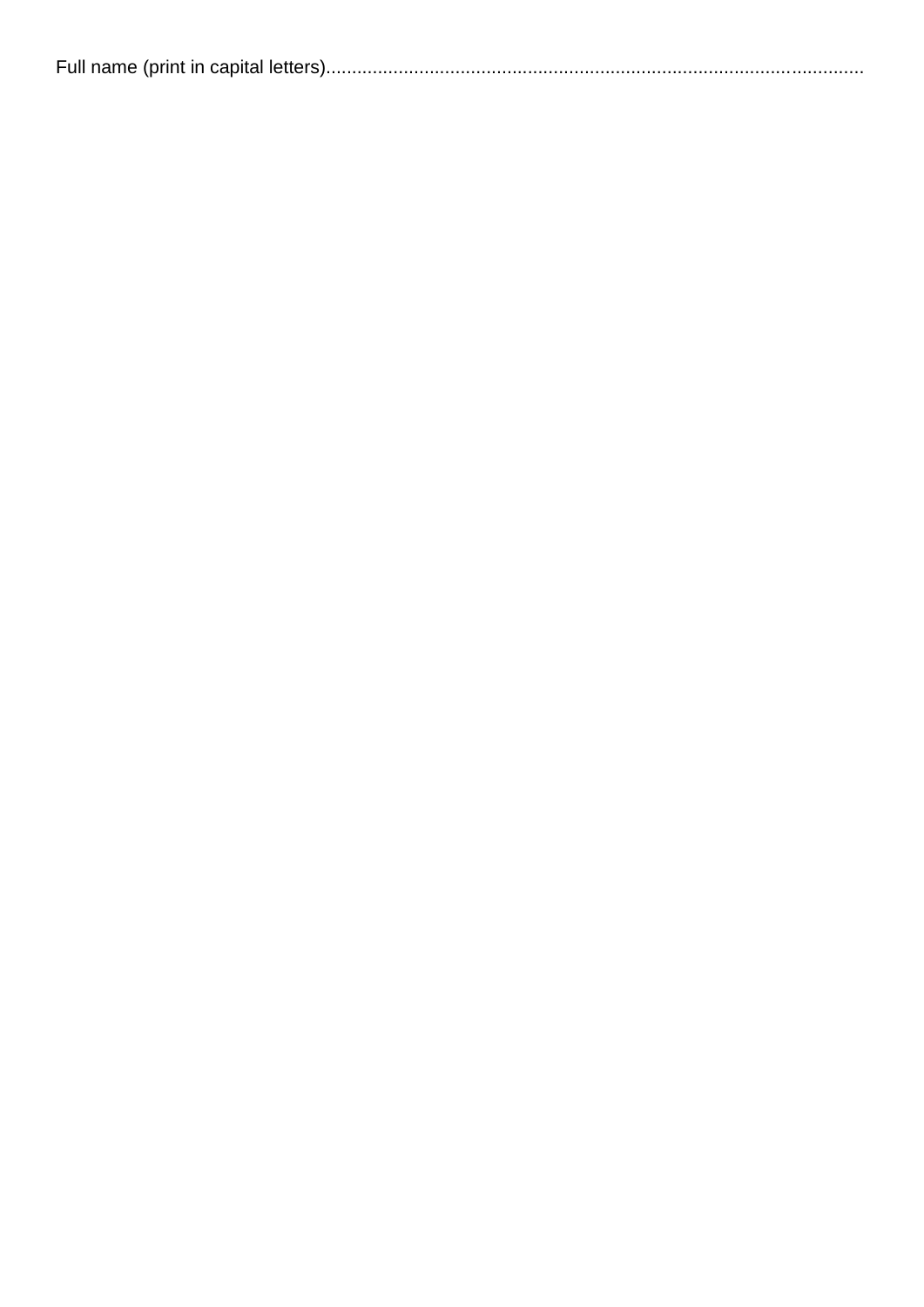Full name (print in capital letters).....................................................................................................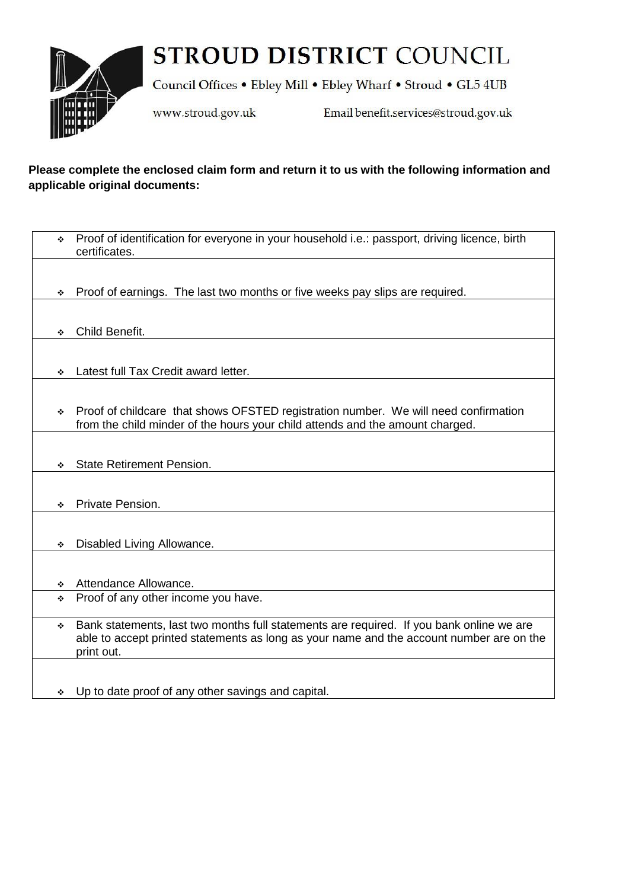# STROUD DISTRICT COUNCIL

Council Offices • Ebley Mill • Ebley Wharf • Stroud • GL5 4UB

www.stroud.gov.uk Email benefit.services@stroud.gov.uk

**Please complete the enclosed claim form and return it to us with the following information and applicable original documents:**

- Proof of identification for everyone in your household i.e.: passport, driving licence, birth certificates.
- Proof of earnings. The last two months or five weeks pay slips are required.
- Child Benefit.
- Latest full Tax Credit award letter.
- Proof of childcare that shows OFSTED registration number. We will need confirmation from the child minder of the hours your child attends and the amount charged.
- State Retirement Pension.
- Private Pension.
- Disabled Living Allowance.
- Attendance Allowance.
- Proof of any other income you have.
- Bank statements, last two months full statements are required. If you bank online we are able to accept printed statements as long as your name and the account number are on the print out.
- Up to date proof of any other savings and capital.